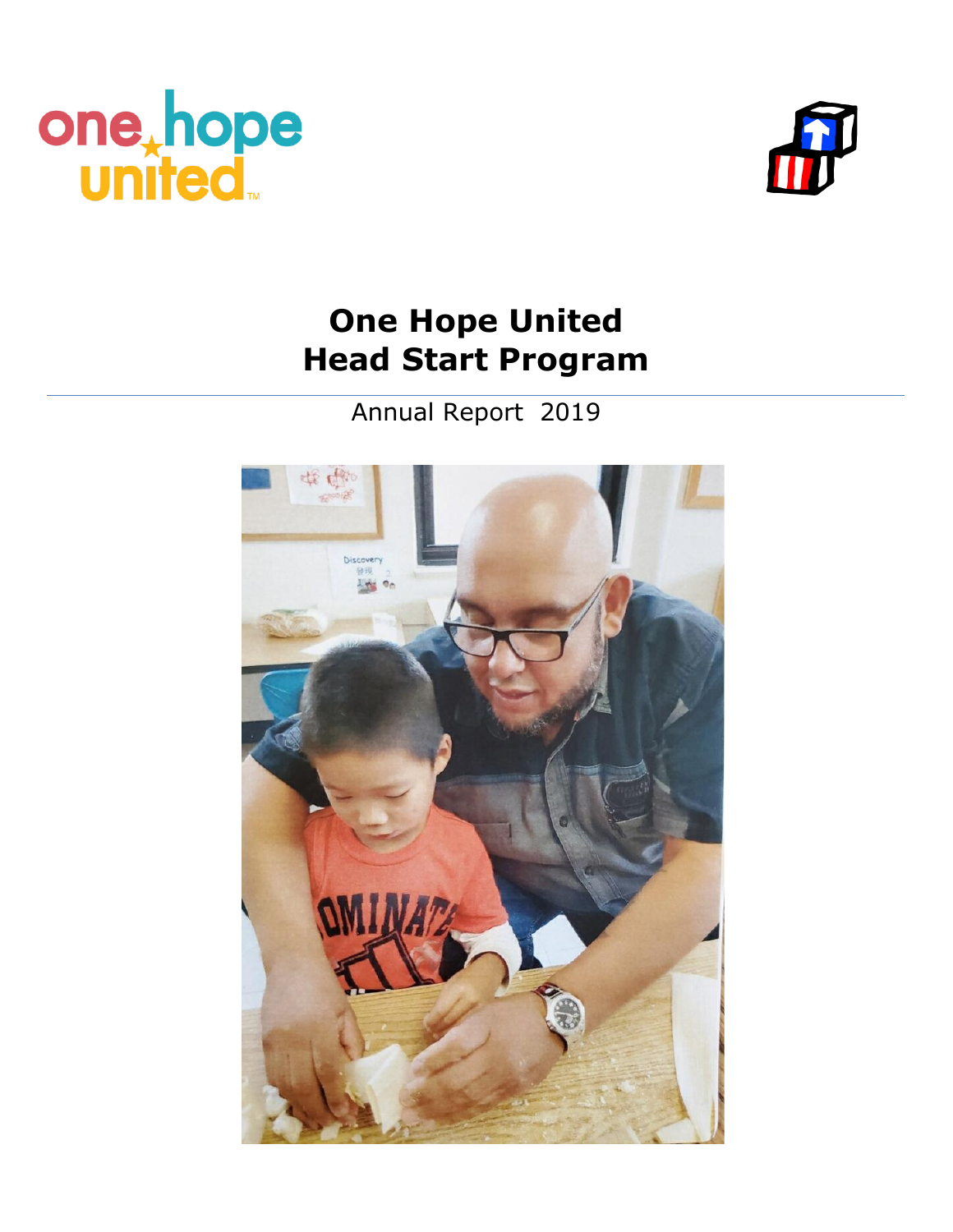# One Hope United
# Head Start Program

Annual Report 2019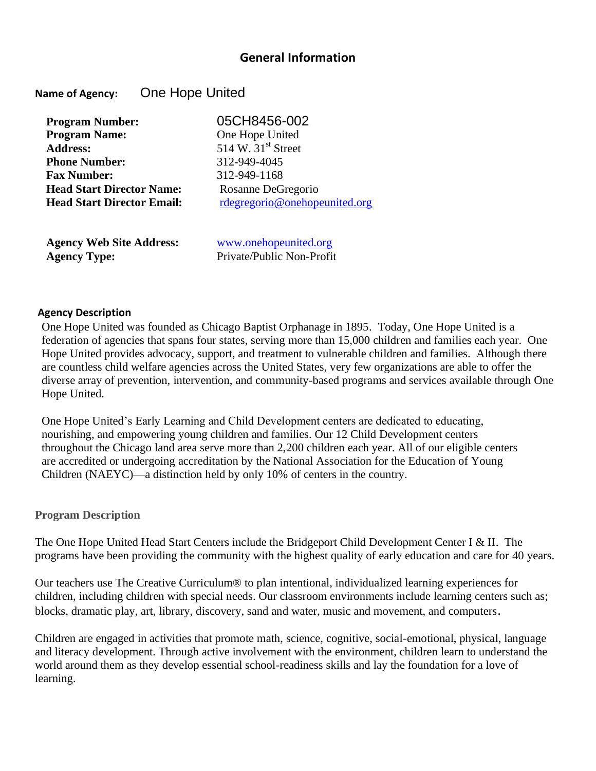## General Information

**Name of Agency:** One Hope United

**Program Number:** 05CH8456-002
**Program Name:** One Hope United
**Address:** 514 W. 31st Street
**Phone Number:** 312-949-4045
**Fax Number:** 312-949-1168
**Head Start Director Name:** Rosanne DeGregorio
**Head Start Director Email:** rdegregorio@onehopeunited.org

**Agency Web Site Address:** www.onehopeunited.org
**Agency Type:** Private/Public Non-Profit

### Agency Description

One Hope United was founded as Chicago Baptist Orphanage in 1895. Today, One Hope United is a federation of agencies that spans four states, serving more than 15,000 children and families each year. One Hope United provides advocacy, support, and treatment to vulnerable children and families. Although there are countless child welfare agencies across the United States, very few organizations are able to offer the diverse array of prevention, intervention, and community-based programs and services available through One Hope United.

One Hope United's Early Learning and Child Development centers are dedicated to educating, nourishing, and empowering young children and families. Our 12 Child Development centers throughout the Chicago land area serve more than 2,200 children each year. All of our eligible centers are accredited or undergoing accreditation by the National Association for the Education of Young Children (NAEYC)—a distinction held by only 10% of centers in the country.

### Program Description

The One Hope United Head Start Centers include the Bridgeport Child Development Center I & II. The programs have been providing the community with the highest quality of early education and care for 40 years.

Our teachers use The Creative Curriculum® to plan intentional, individualized learning experiences for children, including children with special needs. Our classroom environments include learning centers such as; blocks, dramatic play, art, library, discovery, sand and water, music and movement, and computers.

Children are engaged in activities that promote math, science, cognitive, social-emotional, physical, language and literacy development. Through active involvement with the environment, children learn to understand the world around them as they develop essential school-readiness skills and lay the foundation for a love of learning.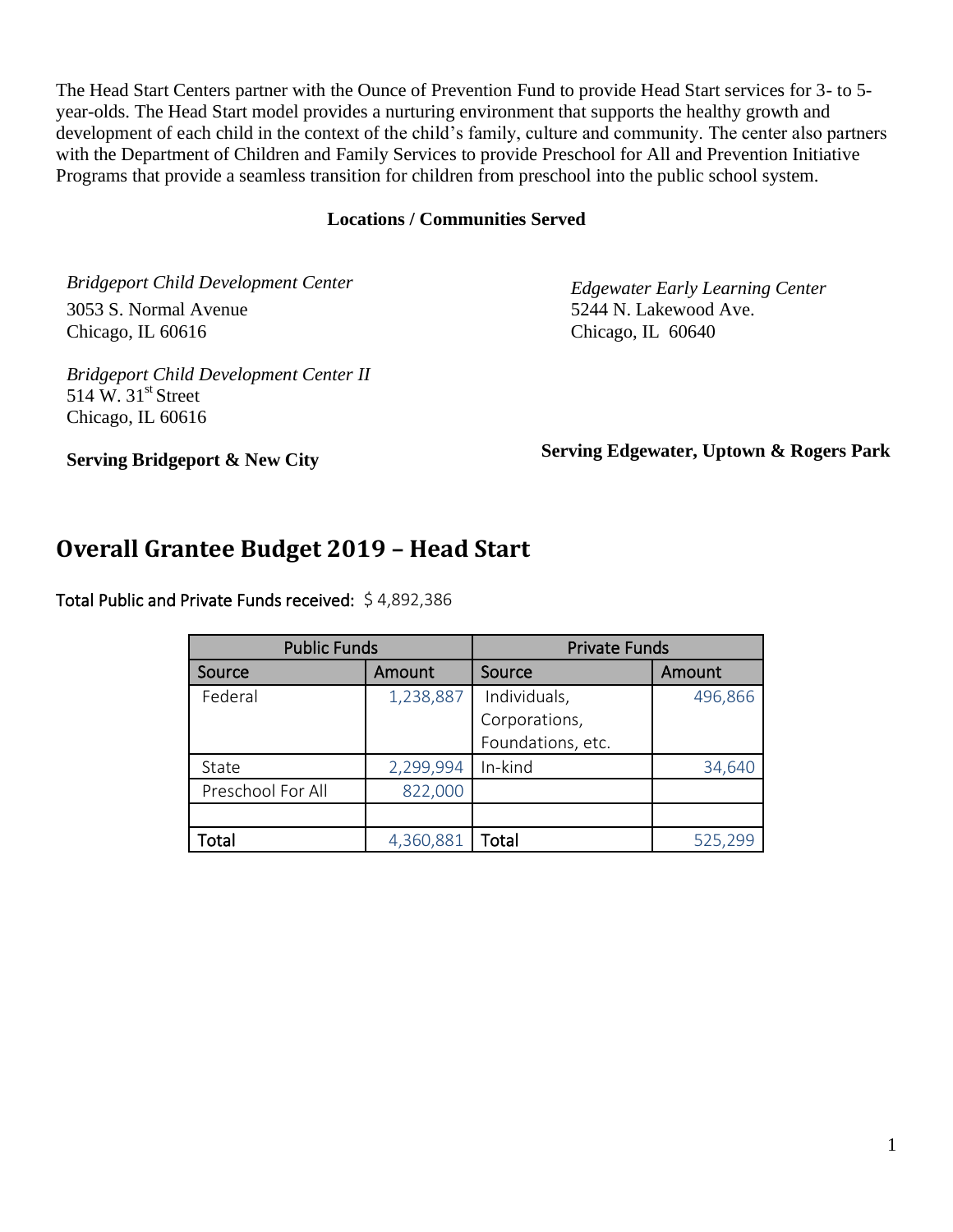The Head Start Centers partner with the Ounce of Prevention Fund to provide Head Start services for 3- to 5-year-olds. The Head Start model provides a nurturing environment that supports the healthy growth and development of each child in the context of the child's family, culture and community. The center also partners with the Department of Children and Family Services to provide Preschool for All and Prevention Initiative Programs that provide a seamless transition for children from preschool into the public school system.

**Locations / Communities Served**

*Bridgeport Child Development Center*
3053 S. Normal Avenue
Chicago, IL 60616

*Bridgeport Child Development Center II*
514 W. 31st Street
Chicago, IL 60616

**Serving Bridgeport & New City**

*Edgewater Early Learning Center*
5244 N. Lakewood Ave.
Chicago, IL 60640

**Serving Edgewater, Uptown & Rogers Park**

## Overall Grantee Budget 2019 – Head Start

**Total Public and Private Funds received:** $ 4,892,386

| Public Funds | | Private Funds | |
|---|---|---|---|
| Source | Amount | Source | Amount |
| Federal | 1,238,887 | Individuals, Corporations, Foundations, etc. | 496,866 |
| State | 2,299,994 | In-kind | 34,640 |
| Preschool For All | 822,000 | | |
| | | | |
| Total | 4,360,881 | Total | 525,299 |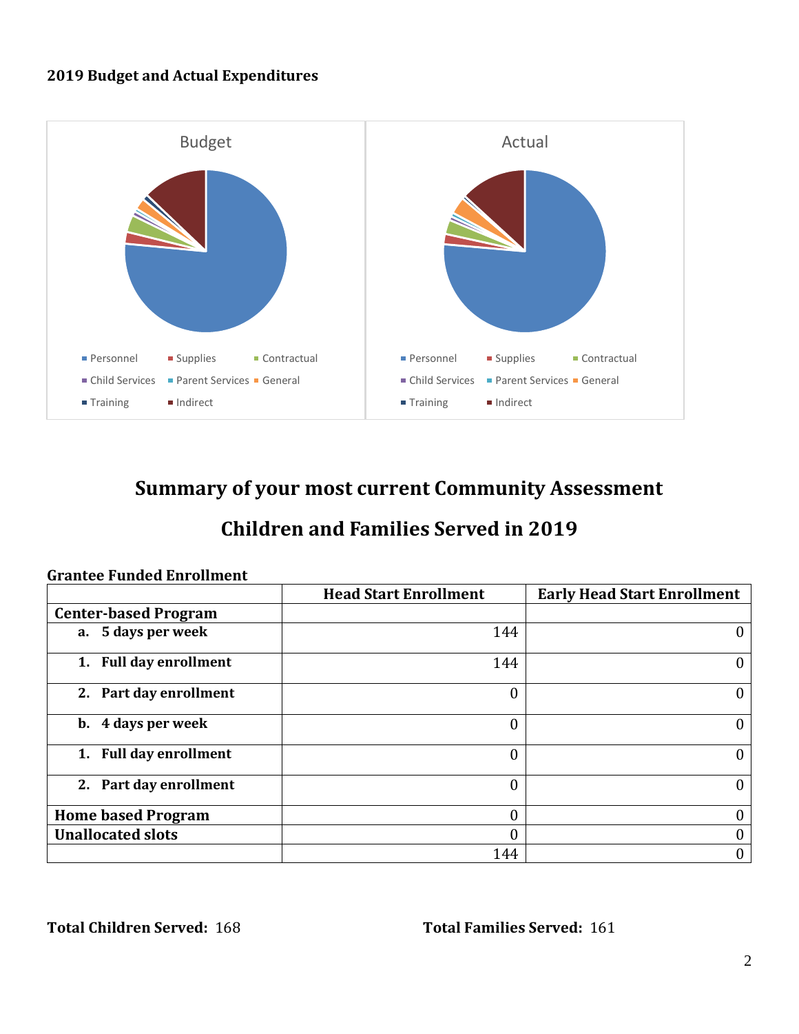**2019 Budget and Actual Expenditures**

Budget

- Personnel
- Supplies
- Contractual
- Child Services
- Parent Services
- General
- Training
- Indirect

Actual

- Personnel
- Supplies
- Contractual
- Child Services
- Parent Services
- General
- Training
- Indirect

## Summary of your most current Community Assessment

## Children and Families Served in 2019

**Grantee Funded Enrollment**

| | Head Start Enrollment | Early Head Start Enrollment |
|---|---|---|
| **Center-based Program** | | |
| **a. 5 days per week** | 144 | 0 |
| **1. Full day enrollment** | 144 | 0 |
| **2. Part day enrollment** | 0 | 0 |
| **b. 4 days per week** | 0 | 0 |
| **1. Full day enrollment** | 0 | 0 |
| **2. Part day enrollment** | 0 | 0 |
| **Home based Program** | 0 | 0 |
| **Unallocated slots** | 0 | 0 |
| | 144 | 0 |

**Total Children Served:** 168

**Total Families Served:** 161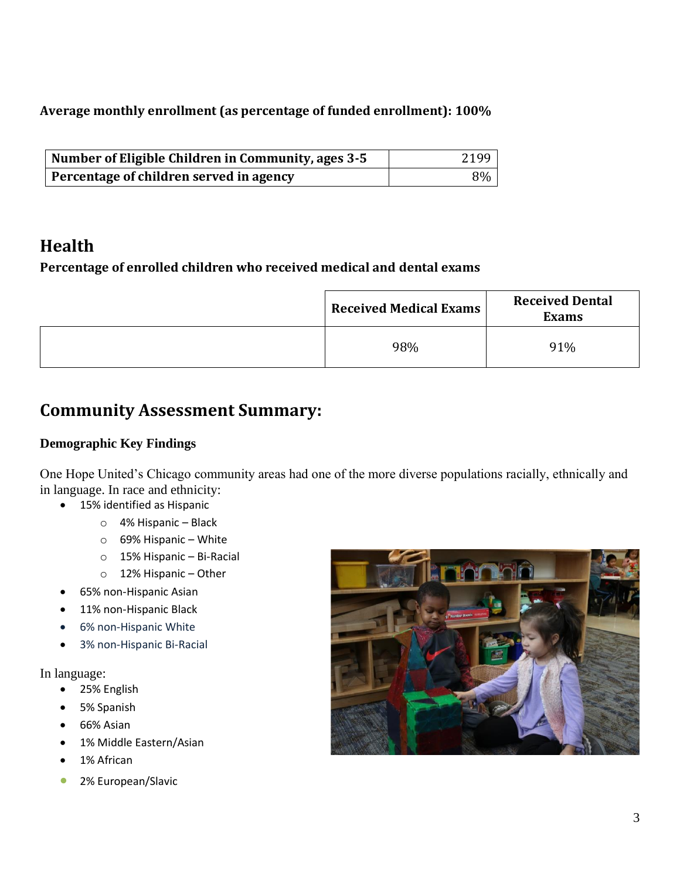**Average monthly enrollment (as percentage of funded enrollment): 100%**

| Number of Eligible Children in Community, ages 3-5 | 2199 |
|---|---|
| **Percentage of children served in agency** | 8% |

## Health

**Percentage of enrolled children who received medical and dental exams**

| | Received Medical Exams | Received Dental Exams |
|---|---|---|
| | 98% | 91% |

## Community Assessment Summary:

### Demographic Key Findings

One Hope United's Chicago community areas had one of the more diverse populations racially, ethnically and in language. In race and ethnicity:

- 15% identified as Hispanic
  - 4% Hispanic – Black
  - 69% Hispanic – White
  - 15% Hispanic – Bi-Racial
  - 12% Hispanic – Other
- 65% non-Hispanic Asian
- 11% non-Hispanic Black
- 6% non-Hispanic White
- 3% non-Hispanic Bi-Racial

In language:

- 25% English
- 5% Spanish
- 66% Asian
- 1% Middle Eastern/Asian
- 1% African
- 2% European/Slavic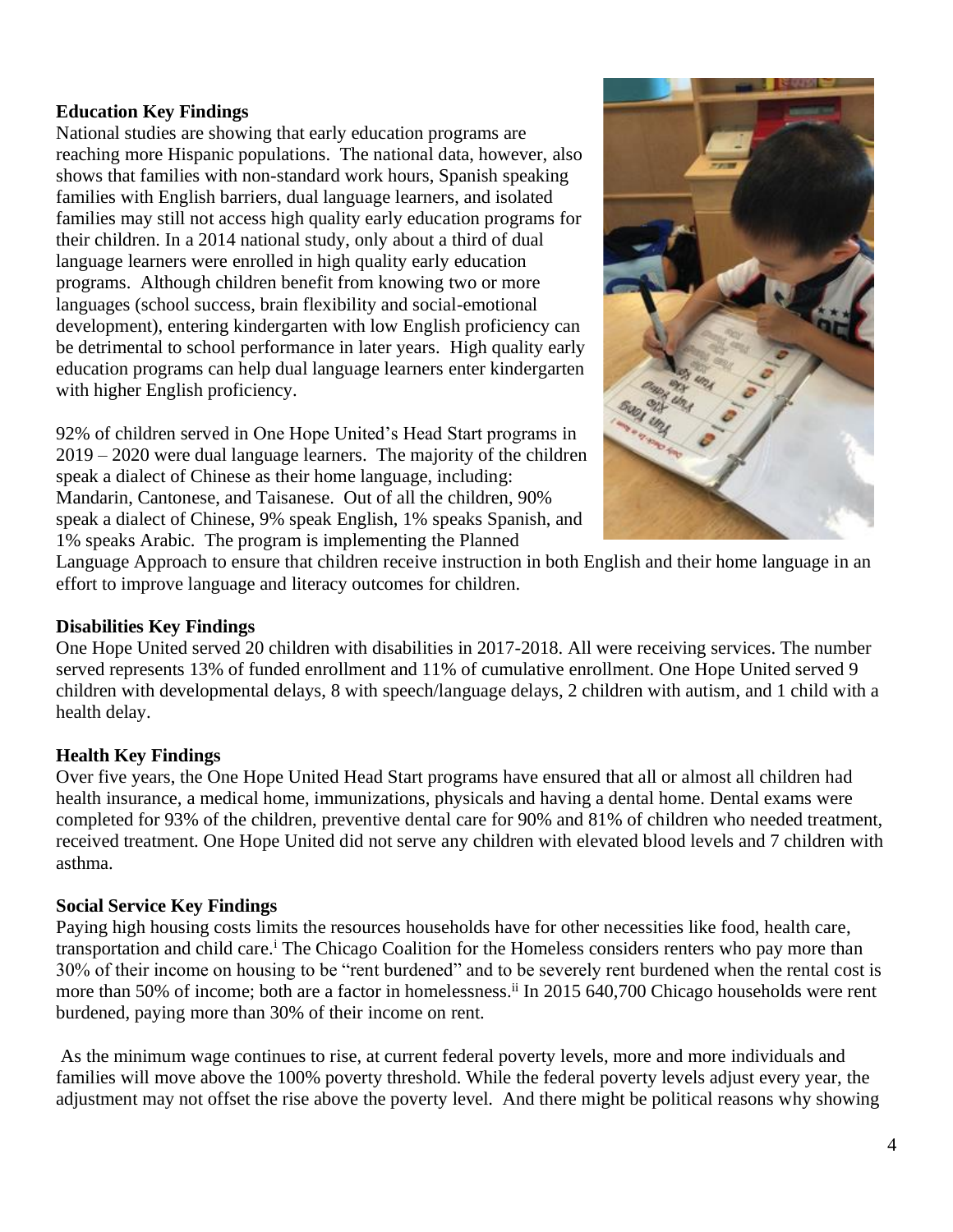**Education Key Findings**

National studies are showing that early education programs are reaching more Hispanic populations. The national data, however, also shows that families with non-standard work hours, Spanish speaking families with English barriers, dual language learners, and isolated families may still not access high quality early education programs for their children. In a 2014 national study, only about a third of dual language learners were enrolled in high quality early education programs. Although children benefit from knowing two or more languages (school success, brain flexibility and social-emotional development), entering kindergarten with low English proficiency can be detrimental to school performance in later years. High quality early education programs can help dual language learners enter kindergarten with higher English proficiency.

92% of children served in One Hope United's Head Start programs in 2019 – 2020 were dual language learners. The majority of the children speak a dialect of Chinese as their home language, including: Mandarin, Cantonese, and Taisanese. Out of all the children, 90% speak a dialect of Chinese, 9% speak English, 1% speaks Spanish, and 1% speaks Arabic. The program is implementing the Planned Language Approach to ensure that children receive instruction in both English and their home language in an effort to improve language and literacy outcomes for children.

**Disabilities Key Findings**

One Hope United served 20 children with disabilities in 2017-2018. All were receiving services. The number served represents 13% of funded enrollment and 11% of cumulative enrollment. One Hope United served 9 children with developmental delays, 8 with speech/language delays, 2 children with autism, and 1 child with a health delay.

**Health Key Findings**

Over five years, the One Hope United Head Start programs have ensured that all or almost all children had health insurance, a medical home, immunizations, physicals and having a dental home. Dental exams were completed for 93% of the children, preventive dental care for 90% and 81% of children who needed treatment, received treatment. One Hope United did not serve any children with elevated blood levels and 7 children with asthma.

**Social Service Key Findings**

Paying high housing costs limits the resources households have for other necessities like food, health care, transportation and child care.[i] The Chicago Coalition for the Homeless considers renters who pay more than 30% of their income on housing to be "rent burdened" and to be severely rent burdened when the rental cost is more than 50% of income; both are a factor in homelessness.[ii] In 2015 640,700 Chicago households were rent burdened, paying more than 30% of their income on rent.

As the minimum wage continues to rise, at current federal poverty levels, more and more individuals and families will move above the 100% poverty threshold. While the federal poverty levels adjust every year, the adjustment may not offset the rise above the poverty level. And there might be political reasons why showing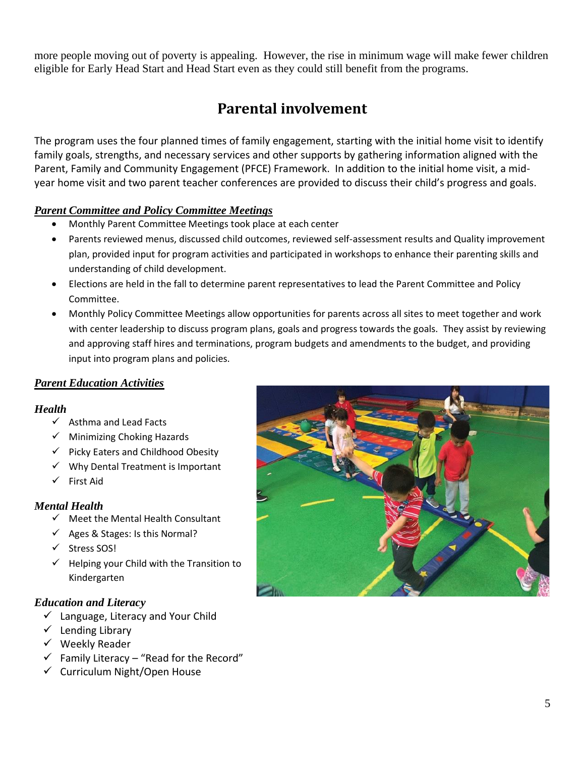more people moving out of poverty is appealing. However, the rise in minimum wage will make fewer children eligible for Early Head Start and Head Start even as they could still benefit from the programs.

# Parental involvement

The program uses the four planned times of family engagement, starting with the initial home visit to identify family goals, strengths, and necessary services and other supports by gathering information aligned with the Parent, Family and Community Engagement (PFCE) Framework. In addition to the initial home visit, a mid-year home visit and two parent teacher conferences are provided to discuss their child's progress and goals.

### ***Parent Committee and Policy Committee Meetings***

- Monthly Parent Committee Meetings took place at each center
- Parents reviewed menus, discussed child outcomes, reviewed self-assessment results and Quality improvement plan, provided input for program activities and participated in workshops to enhance their parenting skills and understanding of child development.
- Elections are held in the fall to determine parent representatives to lead the Parent Committee and Policy Committee.
- Monthly Policy Committee Meetings allow opportunities for parents across all sites to meet together and work with center leadership to discuss program plans, goals and progress towards the goals. They assist by reviewing and approving staff hires and terminations, program budgets and amendments to the budget, and providing input into program plans and policies.

### ***Parent Education Activities***

#### *Health*

- ✓ Asthma and Lead Facts
- ✓ Minimizing Choking Hazards
- ✓ Picky Eaters and Childhood Obesity
- ✓ Why Dental Treatment is Important
- ✓ First Aid

#### *Mental Health*

- ✓ Meet the Mental Health Consultant
- ✓ Ages & Stages: Is this Normal?
- ✓ Stress SOS!
- ✓ Helping your Child with the Transition to Kindergarten

#### *Education and Literacy*

- ✓ Language, Literacy and Your Child
- ✓ Lending Library
- ✓ Weekly Reader
- ✓ Family Literacy – "Read for the Record"
- ✓ Curriculum Night/Open House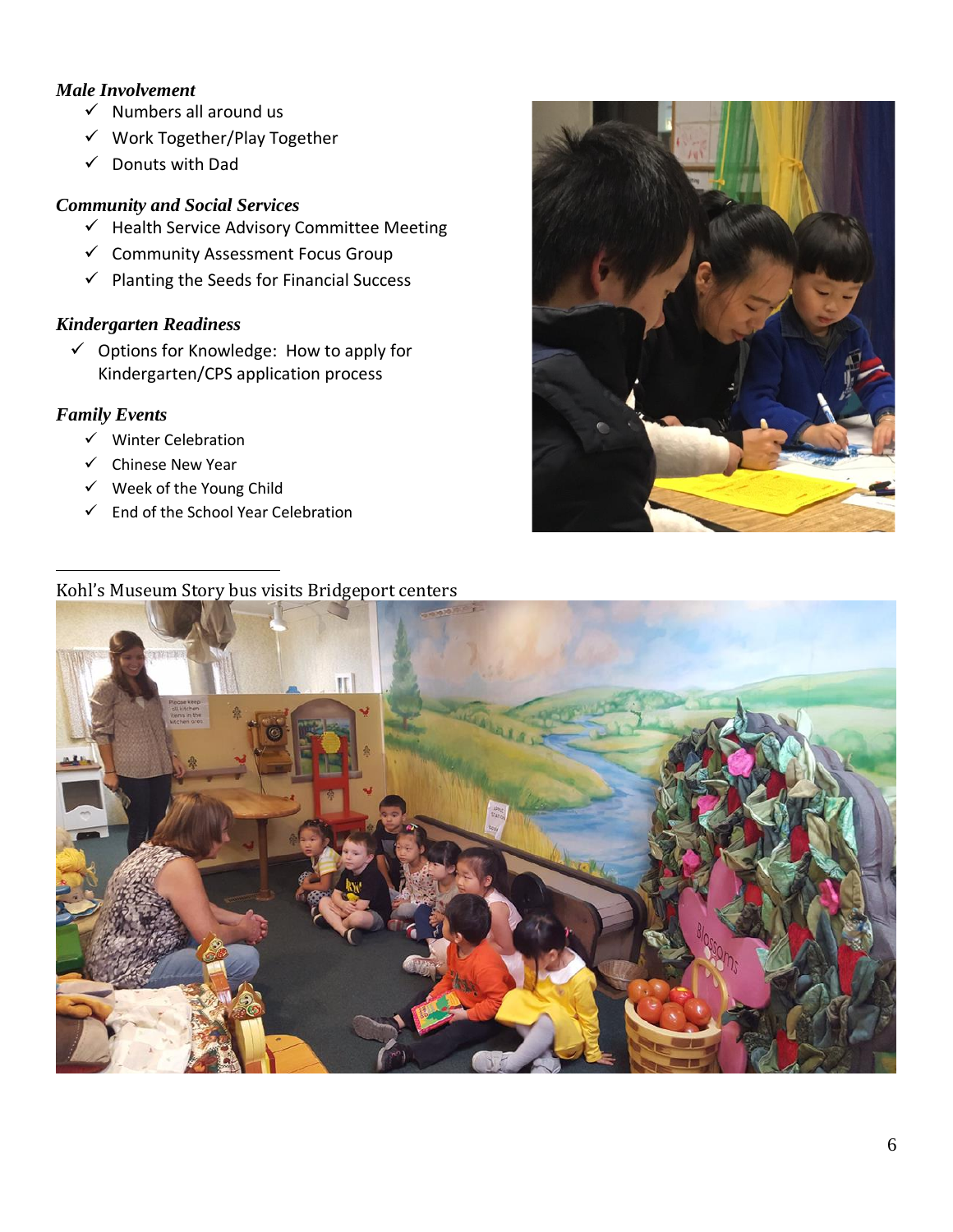***Male Involvement***

- ✓ Numbers all around us
- ✓ Work Together/Play Together
- ✓ Donuts with Dad

***Community and Social Services***

- ✓ Health Service Advisory Committee Meeting
- ✓ Community Assessment Focus Group
- ✓ Planting the Seeds for Financial Success

***Kindergarten Readiness***

- ✓ Options for Knowledge: How to apply for Kindergarten/CPS application process

***Family Events***

- ✓ Winter Celebration
- ✓ Chinese New Year
- ✓ Week of the Young Child
- ✓ End of the School Year Celebration

Kohl's Museum Story bus visits Bridgeport centers